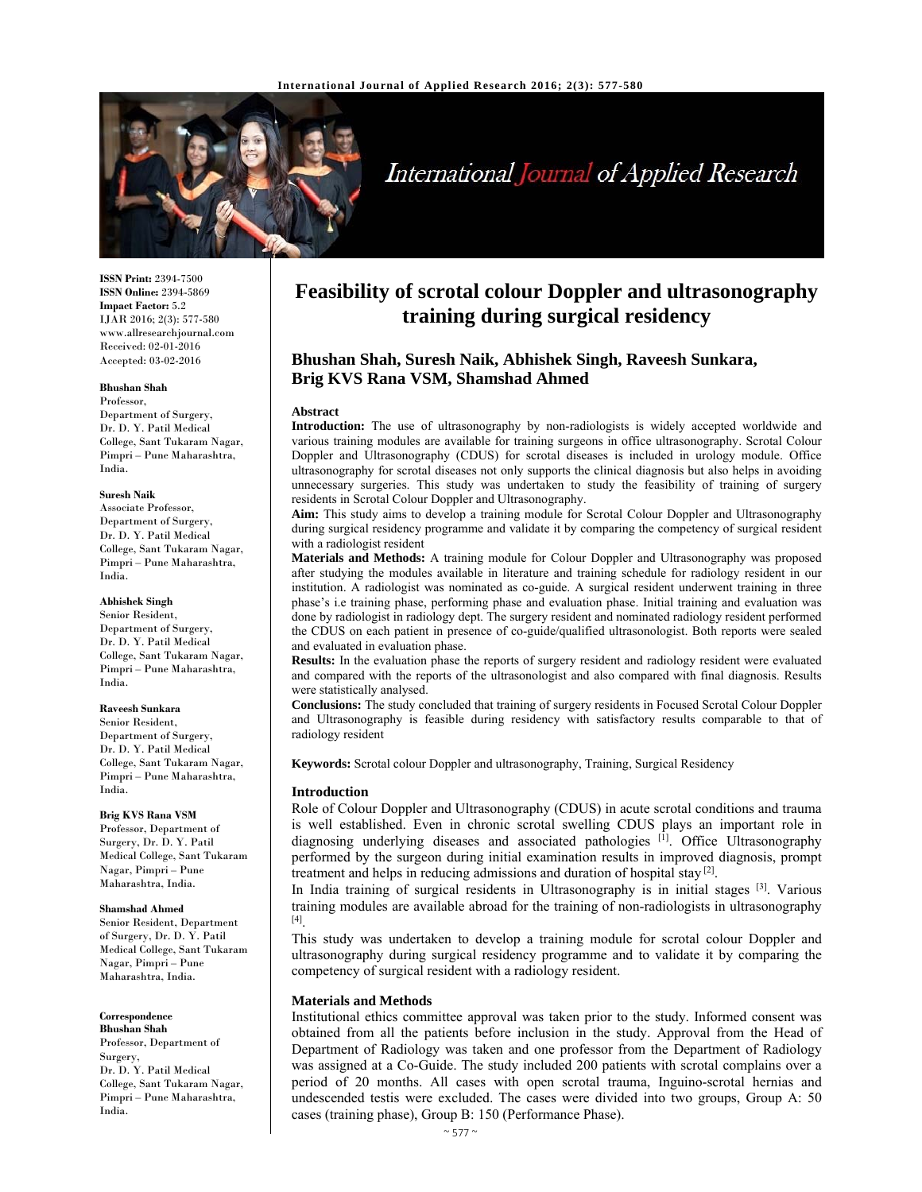ISSN Print: 2394-7500
ISSN Online: 2394-5869
Impact Factor: 5.2
IJAR 2016; 2(3): 577-580
www.allresearchjournal.com
Received: 02-01-2016
Accepted: 03-02-2016

**Bhushan Shah**
Professor,
Department of Surgery,
Dr. D. Y. Patil Medical College, Sant Tukaram Nagar, Pimpri – Pune Maharashtra, India.

**Suresh Naik**
Associate Professor,
Department of Surgery,
Dr. D. Y. Patil Medical College, Sant Tukaram Nagar, Pimpri – Pune Maharashtra, India.

**Abhishek Singh**
Senior Resident,
Department of Surgery,
Dr. D. Y. Patil Medical College, Sant Tukaram Nagar, Pimpri – Pune Maharashtra, India.

**Raveesh Sunkara**
Senior Resident,
Department of Surgery,
Dr. D. Y. Patil Medical College, Sant Tukaram Nagar, Pimpri – Pune Maharashtra, India.

**Brig KVS Rana VSM**
Professor, Department of Surgery, Dr. D. Y. Patil Medical College, Sant Tukaram Nagar, Pimpri – Pune Maharashtra, India.

**Shamshad Ahmed**
Senior Resident, Department of Surgery, Dr. D. Y. Patil Medical College, Sant Tukaram Nagar, Pimpri – Pune Maharashtra, India.

**Correspondence**
**Bhushan Shah**
Professor, Department of Surgery,
Dr. D. Y. Patil Medical College, Sant Tukaram Nagar, Pimpri – Pune Maharashtra, India.

# Feasibility of scrotal colour Doppler and ultrasonography training during surgical residency

**Bhushan Shah, Suresh Naik, Abhishek Singh, Raveesh Sunkara, Brig KVS Rana VSM, Shamshad Ahmed**

## Abstract

**Introduction:** The use of ultrasonography by non-radiologists is widely accepted worldwide and various training modules are available for training surgeons in office ultrasonography. Scrotal Colour Doppler and Ultrasonography (CDUS) for scrotal diseases is included in urology module. Office ultrasonography for scrotal diseases not only supports the clinical diagnosis but also helps in avoiding unnecessary surgeries. This study was undertaken to study the feasibility of training of surgery residents in Scrotal Colour Doppler and Ultrasonography.

**Aim:** This study aims to develop a training module for Scrotal Colour Doppler and Ultrasonography during surgical residency programme and validate it by comparing the competency of surgical resident with a radiologist resident

**Materials and Methods:** A training module for Colour Doppler and Ultrasonography was proposed after studying the modules available in literature and training schedule for radiology resident in our institution. A radiologist was nominated as co-guide. A surgical resident underwent training in three phase's i.e training phase, performing phase and evaluation phase. Initial training and evaluation was done by radiologist in radiology dept. The surgery resident and nominated radiology resident performed the CDUS on each patient in presence of co-guide/qualified ultrasonologist. Both reports were sealed and evaluated in evaluation phase.

**Results:** In the evaluation phase the reports of surgery resident and radiology resident were evaluated and compared with the reports of the ultrasonologist and also compared with final diagnosis. Results were statistically analysed.

**Conclusions:** The study concluded that training of surgery residents in Focused Scrotal Colour Doppler and Ultrasonography is feasible during residency with satisfactory results comparable to that of radiology resident

**Keywords:** Scrotal colour Doppler and ultrasonography, Training, Surgical Residency

## Introduction

Role of Colour Doppler and Ultrasonography (CDUS) in acute scrotal conditions and trauma is well established. Even in chronic scrotal swelling CDUS plays an important role in diagnosing underlying diseases and associated pathologies [1]. Office Ultrasonography performed by the surgeon during initial examination results in improved diagnosis, prompt treatment and helps in reducing admissions and duration of hospital stay [2].

In India training of surgical residents in Ultrasonography is in initial stages [3]. Various training modules are available abroad for the training of non-radiologists in ultrasonography [4].

This study was undertaken to develop a training module for scrotal colour Doppler and ultrasonography during surgical residency programme and to validate it by comparing the competency of surgical resident with a radiology resident.

## Materials and Methods

Institutional ethics committee approval was taken prior to the study. Informed consent was obtained from all the patients before inclusion in the study. Approval from the Head of Department of Radiology was taken and one professor from the Department of Radiology was assigned at a Co-Guide. The study included 200 patients with scrotal complains over a period of 20 months. All cases with open scrotal trauma, Inguino-scrotal hernias and undescended testis were excluded. The cases were divided into two groups, Group A: 50 cases (training phase), Group B: 150 (Performance Phase).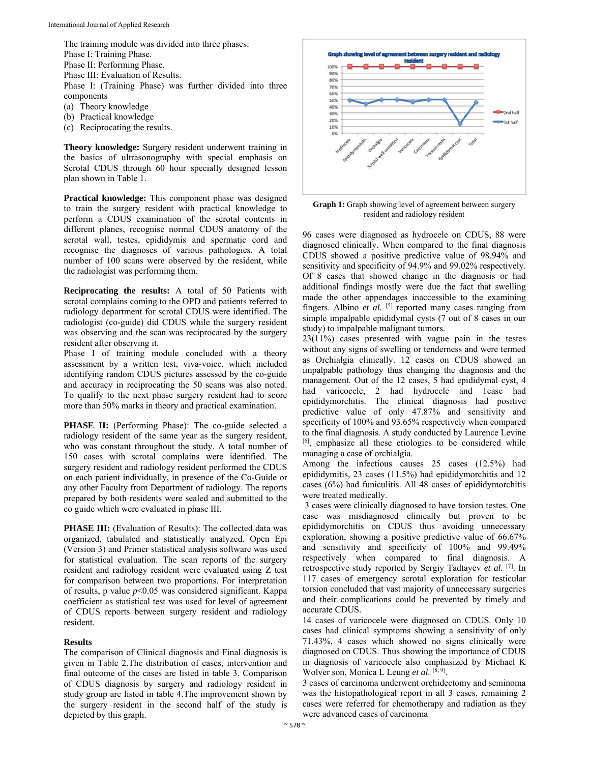The training module was divided into three phases:
Phase I: Training Phase.
Phase II: Performing Phase.
Phase III: Evaluation of Results.
Phase I: (Training Phase) was further divided into three components

(a) Theory knowledge
(b) Practical knowledge
(c) Reciprocating the results.

**Theory knowledge:** Surgery resident underwent training in the basics of ultrasonography with special emphasis on Scrotal CDUS through 60 hour specially designed lesson plan shown in Table 1.

**Practical knowledge:** This component phase was designed to train the surgery resident with practical knowledge to perform a CDUS examination of the scrotal contents in different planes, recognise normal CDUS anatomy of the scrotal wall, testes, epididymis and spermatic cord and recognise the diagnoses of various pathologies. A total number of 100 scans were observed by the resident, while the radiologist was performing them.

**Reciprocating the results:** A total of 50 Patients with scrotal complains coming to the OPD and patients referred to radiology department for scrotal CDUS were identified. The radiologist (co-guide) did CDUS while the surgery resident was observing and the scan was reciprocated by the surgery resident after observing it.

Phase I of training module concluded with a theory assessment by a written test, viva-voice, which included identifying random CDUS pictures assessed by the co-guide and accuracy in reciprocating the 50 scans was also noted. To qualify to the next phase surgery resident had to score more than 50% marks in theory and practical examination.

**PHASE II:** (Performing Phase): The co-guide selected a radiology resident of the same year as the surgery resident, who was constant throughout the study. A total number of 150 cases with scrotal complains were identified. The surgery resident and radiology resident performed the CDUS on each patient individually, in presence of the Co-Guide or any other Faculty from Department of radiology. The reports prepared by both residents were sealed and submitted to the co guide which were evaluated in phase III.

**PHASE III:** (Evaluation of Results): The collected data was organized, tabulated and statistically analyzed. Open Epi (Version 3) and Primer statistical analysis software was used for statistical evaluation. The scan reports of the surgery resident and radiology resident were evaluated using Z test for comparison between two proportions. For interpretation of results, p value $p<0.05$ was considered significant. Kappa coefficient as statistical test was used for level of agreement of CDUS reports between surgery resident and radiology resident.

## Results

The comparison of Clinical diagnosis and Final diagnosis is given in Table 2.The distribution of cases, intervention and final outcome of the cases are listed in table 3. Comparison of CDUS diagnosis by surgery and radiology resident in study group are listed in table 4.The improvement shown by the surgery resident in the second half of the study is depicted by this graph.

**Graph 1:** Graph showing level of agreement between surgery resident and radiology resident

96 cases were diagnosed as hydrocele on CDUS, 88 were diagnosed clinically. When compared to the final diagnosis CDUS showed a positive predictive value of 98.94% and sensitivity and specificity of 94.9% and 99.02% respectively. Of 8 cases that showed change in the diagnosis or had additional findings mostly were due the fact that swelling made the other appendages inaccessible to the examining fingers. Albino *et al.* [5] reported many cases ranging from simple impalpable epididymal cysts (7 out of 8 cases in our study) to impalpable malignant tumors.

23(11%) cases presented with vague pain in the testes without any signs of swelling or tenderness and were termed as Orchialgia clinically. 12 cases on CDUS showed an impalpable pathology thus changing the diagnosis and the management. Out of the 12 cases, 5 had epididymal cyst, 4 had varicocele, 2 had hydrocele and 1case had epididymorchitis. The clinical diagnosis had positive predictive value of only 47.87% and sensitivity and specificity of 100% and 93.65% respectively when compared to the final diagnosis. A study conducted by Laurence Levine [6], emphasize all these etiologies to be considered while managing a case of orchialgia.

Among the infectious causes 25 cases (12.5%) had epididymitis, 23 cases (11.5%) had epididymorchitis and 12 cases (6%) had funiculitis. All 48 cases of epididymorchitis were treated medically.

3 cases were clinically diagnosed to have torsion testes. One case was misdiagnosed clinically but proven to be epididymorchitis on CDUS thus avoiding unnecessary exploration, showing a positive predictive value of 66.67% and sensitivity and specificity of 100% and 99.49% respectively when compared to final diagnosis. A retrospective study reported by Sergiy Tadtayev *et al.* [7]. In 117 cases of emergency scrotal exploration for testicular torsion concluded that vast majority of unnecessary surgeries and their complications could be prevented by timely and accurate CDUS.

14 cases of varicocele were diagnosed on CDUS. Only 10 cases had clinical symptoms showing a sensitivity of only 71.43%, 4 cases which showed no signs clinically were diagnosed on CDUS. Thus showing the importance of CDUS in diagnosis of varicocele also emphasized by Michael K Wolver son, Monica L Leung *et al.* [8, 9].

3 cases of carcinoma underwent orchidectomy and seminoma was the histopathological report in all 3 cases, remaining 2 cases were referred for chemotherapy and radiation as they were advanced cases of carcinoma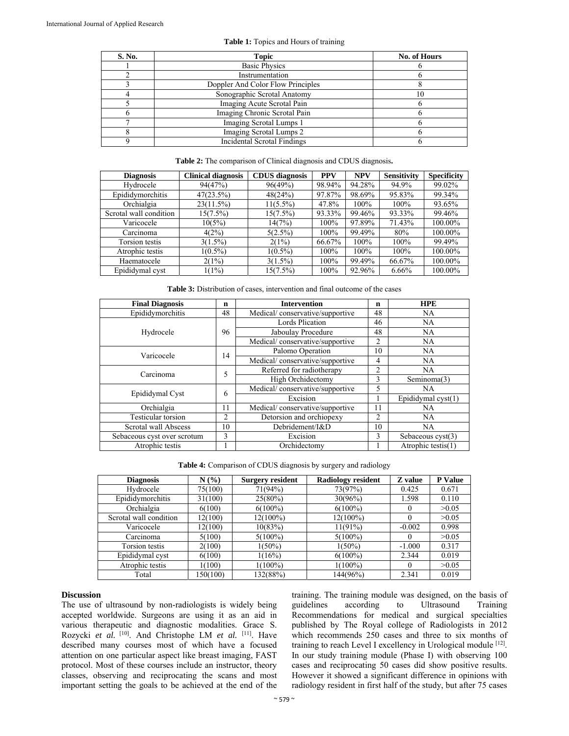**Table 1:** Topics and Hours of training

| S. No. | Topic | No. of Hours |
|---|---|---|
| 1 | Basic Physics | 6 |
| 2 | Instrumentation | 6 |
| 3 | Doppler And Color Flow Principles | 8 |
| 4 | Sonographic Scrotal Anatomy | 10 |
| 5 | Imaging Acute Scrotal Pain | 6 |
| 6 | Imaging Chronic Scrotal Pain | 6 |
| 7 | Imaging Scrotal Lumps 1 | 6 |
| 8 | Imaging Scrotal Lumps 2 | 6 |
| 9 | Incidental Scrotal Findings | 6 |

**Table 2:** The comparison of Clinical diagnosis and CDUS diagnosis**.**

| Diagnosis | Clinical diagnosis | CDUS diagnosis | PPV | NPV | Sensitivity | Specificity |
|---|---|---|---|---|---|---|
| Hydrocele | 94(47%) | 96(49%) | 98.94% | 94.28% | 94.9% | 99.02% |
| Epididymorchitis | 47(23.5%) | 48(24%) | 97.87% | 98.69% | 95.83% | 99.34% |
| Orchialgia | 23(11.5%) | 11(5.5%) | 47.8% | 100% | 100% | 93.65% |
| Scrotal wall condition | 15(7.5%) | 15(7.5%) | 93.33% | 99.46% | 93.33% | 99.46% |
| Varicocele | 10(5%) | 14(7%) | 100% | 97.89% | 71.43% | 100.00% |
| Carcinoma | 4(2%) | 5(2.5%) | 100% | 99.49% | 80% | 100.00% |
| Torsion testis | 3(1.5%) | 2(1%) | 66.67% | 100% | 100% | 99.49% |
| Atrophic testis | 1(0.5%) | 1(0.5%) | 100% | 100% | 100% | 100.00% |
| Haematocele | 2(1%) | 3(1.5%) | 100% | 99.49% | 66.67% | 100.00% |
| Epididymal cyst | 1(1%) | 15(7.5%) | 100% | 92.96% | 6.66% | 100.00% |

**Table 3:** Distribution of cases, intervention and final outcome of the cases

| Final Diagnosis | n | Intervention | n | HPE |
|---|---|---|---|---|
| Epididymorchitis | 48 | Medical/ conservative/supportive | 48 | NA |
| Hydrocele | 96 | Lords Plication | 46 | NA |
| | | Jaboulay Procedure | 48 | NA |
| | | Medical/ conservative/supportive | 2 | NA |
| Varicocele | 14 | Palomo Operation | 10 | NA |
| | | Medical/ conservative/supportive | 4 | NA |
| Carcinoma | 5 | Referred for radiotherapy | 2 | NA |
| | | High Orchidectomy | 3 | Seminoma(3) |
| Epididymal Cyst | 6 | Medical/ conservative/supportive | 5 | NA |
| | | Excision | 1 | Epididymal cyst(1) |
| Orchialgia | 11 | Medical/ conservative/supportive | 11 | NA |
| Testicular torsion | 2 | Detorsion and orchiopexy | 2 | NA |
| Scrotal wall Abscess | 10 | Debridement/I&D | 10 | NA |
| Sebaceous cyst over scrotum | 3 | Excision | 3 | Sebaceous cyst(3) |
| Atrophic testis | 1 | Orchidectomy | 1 | Atrophic testis(1) |

**Table 4:** Comparison of CDUS diagnosis by surgery and radiology

| Diagnosis | N (%) | Surgery resident | Radiology resident | Z value | P Value |
|---|---|---|---|---|---|
| Hydrocele | 75(100) | 71(94%) | 73(97%) | 0.425 | 0.671 |
| Epididymorchitis | 31(100) | 25(80%) | 30(96%) | 1.598 | 0.110 |
| Orchialgia | 6(100) | 6(100%) | 6(100%) | 0 | >0.05 |
| Scrotal wall condition | 12(100) | 12(100%) | 12(100%) | 0 | >0.05 |
| Varicocele | 12(100) | 10(83%) | 11(91%) | -0.002 | 0.998 |
| Carcinoma | 5(100) | 5(100%) | 5(100%) | 0 | >0.05 |
| Torsion testis | 2(100) | 1(50%) | 1(50%) | -1.000 | 0.317 |
| Epididymal cyst | 6(100) | 1(16%) | 6(100%) | 2.344 | 0.019 |
| Atrophic testis | 1(100) | 1(100%) | 1(100%) | 0 | >0.05 |
| Total | 150(100) | 132(88%) | 144(96%) | 2.341 | 0.019 |

## Discussion

The use of ultrasound by non-radiologists is widely being accepted worldwide. Surgeons are using it as an aid in various therapeutic and diagnostic modalities. Grace S. Rozycki *et al.* [10]. And Christophe LM *et al.* [11]. Have described many courses most of which have a focused attention on one particular aspect like breast imaging, FAST protocol. Most of these courses include an instructor, theory classes, observing and reciprocating the scans and most important setting the goals to be achieved at the end of the training. The training module was designed, on the basis of guidelines according to Ultrasound Training Recommendations for medical and surgical specialties published by The Royal college of Radiologists in 2012 which recommends 250 cases and three to six months of training to reach Level I excellency in Urological module [12]. In our study training module (Phase I) with observing 100 cases and reciprocating 50 cases did show positive results. However it showed a significant difference in opinions with radiology resident in first half of the study, but after 75 cases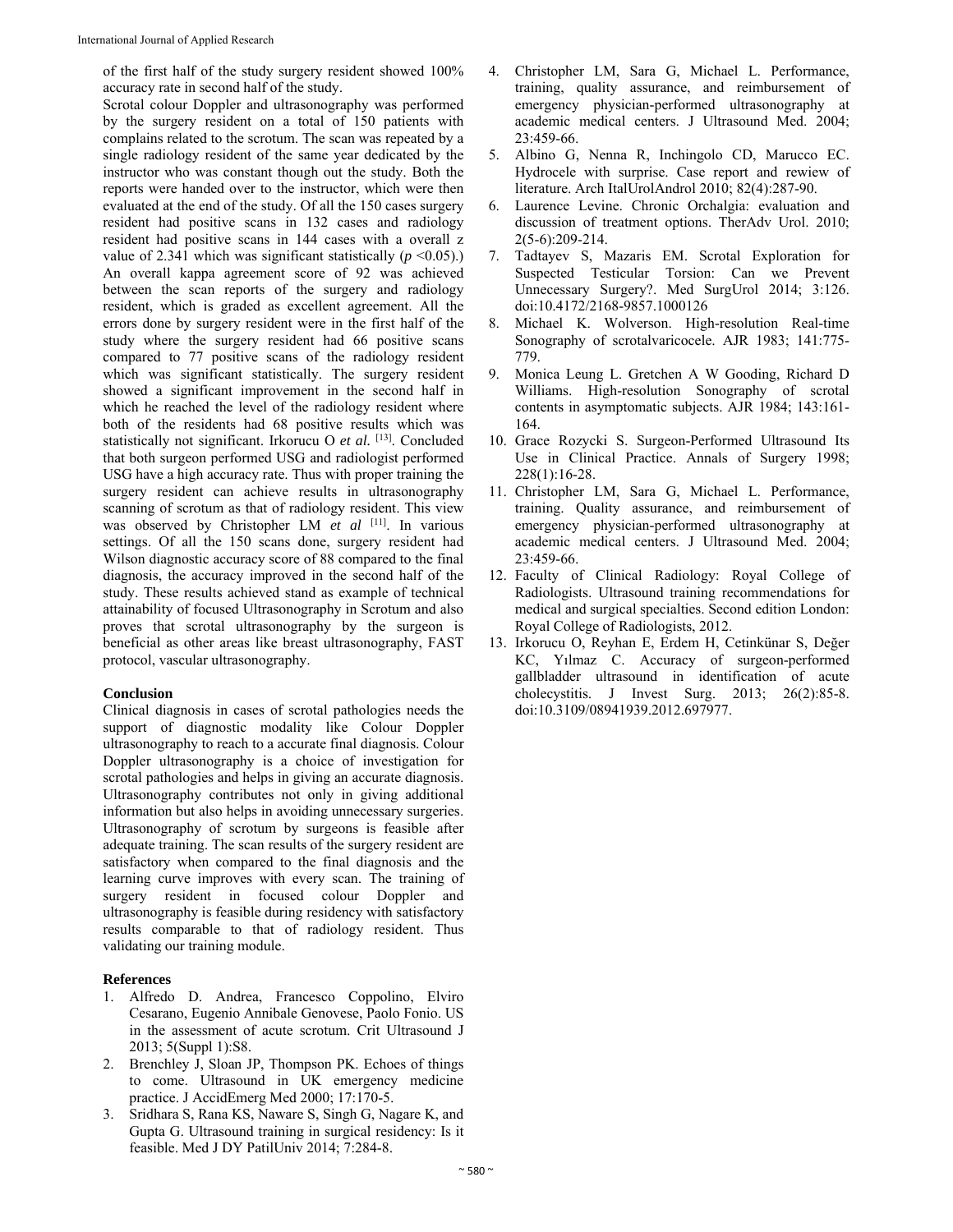of the first half of the study surgery resident showed 100% accuracy rate in second half of the study.

Scrotal colour Doppler and ultrasonography was performed by the surgery resident on a total of 150 patients with complains related to the scrotum. The scan was repeated by a single radiology resident of the same year dedicated by the instructor who was constant though out the study. Both the reports were handed over to the instructor, which were then evaluated at the end of the study. Of all the 150 cases surgery resident had positive scans in 132 cases and radiology resident had positive scans in 144 cases with a overall z value of 2.341 which was significant statistically ($p < 0.05$).) An overall kappa agreement score of 92 was achieved between the scan reports of the surgery and radiology resident, which is graded as excellent agreement. All the errors done by surgery resident were in the first half of the study where the surgery resident had 66 positive scans compared to 77 positive scans of the radiology resident which was significant statistically. The surgery resident showed a significant improvement in the second half in which he reached the level of the radiology resident where both of the residents had 68 positive results which was statistically not significant. Irkorucu O *et al.* [13]. Concluded that both surgeon performed USG and radiologist performed USG have a high accuracy rate. Thus with proper training the surgery resident can achieve results in ultrasonography scanning of scrotum as that of radiology resident. This view was observed by Christopher LM *et al* [11]. In various settings. Of all the 150 scans done, surgery resident had Wilson diagnostic accuracy score of 88 compared to the final diagnosis, the accuracy improved in the second half of the study. These results achieved stand as example of technical attainability of focused Ultrasonography in Scrotum and also proves that scrotal ultrasonography by the surgeon is beneficial as other areas like breast ultrasonography, FAST protocol, vascular ultrasonography.

## Conclusion

Clinical diagnosis in cases of scrotal pathologies needs the support of diagnostic modality like Colour Doppler ultrasonography to reach to a accurate final diagnosis. Colour Doppler ultrasonography is a choice of investigation for scrotal pathologies and helps in giving an accurate diagnosis. Ultrasonography contributes not only in giving additional information but also helps in avoiding unnecessary surgeries. Ultrasonography of scrotum by surgeons is feasible after adequate training. The scan results of the surgery resident are satisfactory when compared to the final diagnosis and the learning curve improves with every scan. The training of surgery resident in focused colour Doppler and ultrasonography is feasible during residency with satisfactory results comparable to that of radiology resident. Thus validating our training module.

## References

1. Alfredo D. Andrea, Francesco Coppolino, Elviro Cesarano, Eugenio Annibale Genovese, Paolo Fonio. US in the assessment of acute scrotum. Crit Ultrasound J 2013; 5(Suppl 1):S8.
2. Brenchley J, Sloan JP, Thompson PK. Echoes of things to come. Ultrasound in UK emergency medicine practice. J AccidEmerg Med 2000; 17:170-5.
3. Sridhara S, Rana KS, Naware S, Singh G, Nagare K, and Gupta G. Ultrasound training in surgical residency: Is it feasible. Med J DY PatilUniv 2014; 7:284-8.
4. Christopher LM, Sara G, Michael L. Performance, training, quality assurance, and reimbursement of emergency physician-performed ultrasonography at academic medical centers. J Ultrasound Med. 2004; 23:459-66.
5. Albino G, Nenna R, Inchingolo CD, Marucco EC. Hydrocele with surprise. Case report and rewiew of literature. Arch ItalUrolAndrol 2010; 82(4):287-90.
6. Laurence Levine. Chronic Orchalgia: evaluation and discussion of treatment options. TherAdv Urol. 2010; 2(5-6):209-214.
7. Tadtayev S, Mazaris EM. Scrotal Exploration for Suspected Testicular Torsion: Can we Prevent Unnecessary Surgery?. Med SurgUrol 2014; 3:126. doi:10.4172/2168-9857.1000126
8. Michael K. Wolverson. High-resolution Real-time Sonography of scrotalvaricocele. AJR 1983; 141:775-779.
9. Monica Leung L. Gretchen A W Gooding, Richard D Williams. High-resolution Sonography of scrotal contents in asymptomatic subjects. AJR 1984; 143:161-164.
10. Grace Rozycki S. Surgeon-Performed Ultrasound Its Use in Clinical Practice. Annals of Surgery 1998; 228(1):16-28.
11. Christopher LM, Sara G, Michael L. Performance, training. Quality assurance, and reimbursement of emergency physician-performed ultrasonography at academic medical centers. J Ultrasound Med. 2004; 23:459-66.
12. Faculty of Clinical Radiology: Royal College of Radiologists. Ultrasound training recommendations for medical and surgical specialties. Second edition London: Royal College of Radiologists, 2012.
13. Irkorucu O, Reyhan E, Erdem H, Cetinkünar S, Değer KC, Yılmaz C. Accuracy of surgeon-performed gallbladder ultrasound in identification of acute cholecystitis. J Invest Surg. 2013; 26(2):85-8. doi:10.3109/08941939.2012.697977.